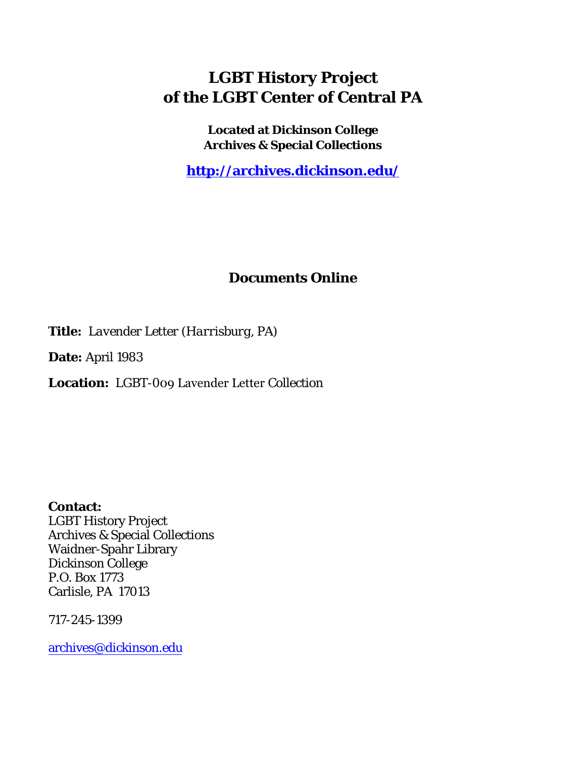# LGBT History Project of the LGBT Center of Central PA

**Located at Dickinson College Archives & Special Collections**

**http://archives.dickinson.edu/**

## Documents Online

**Title:** *Lavender Letter (Harrisburg, PA)*

**Date:** April 1983

**Location:** LGBT-009 Lavender Letter Collection

**Contact:**
LGBT History Project
Archives & Special Collections
Waidner-Spahr Library
Dickinson College
P.O. Box 1773
Carlisle, PA 17013

717-245-1399

archives@dickinson.edu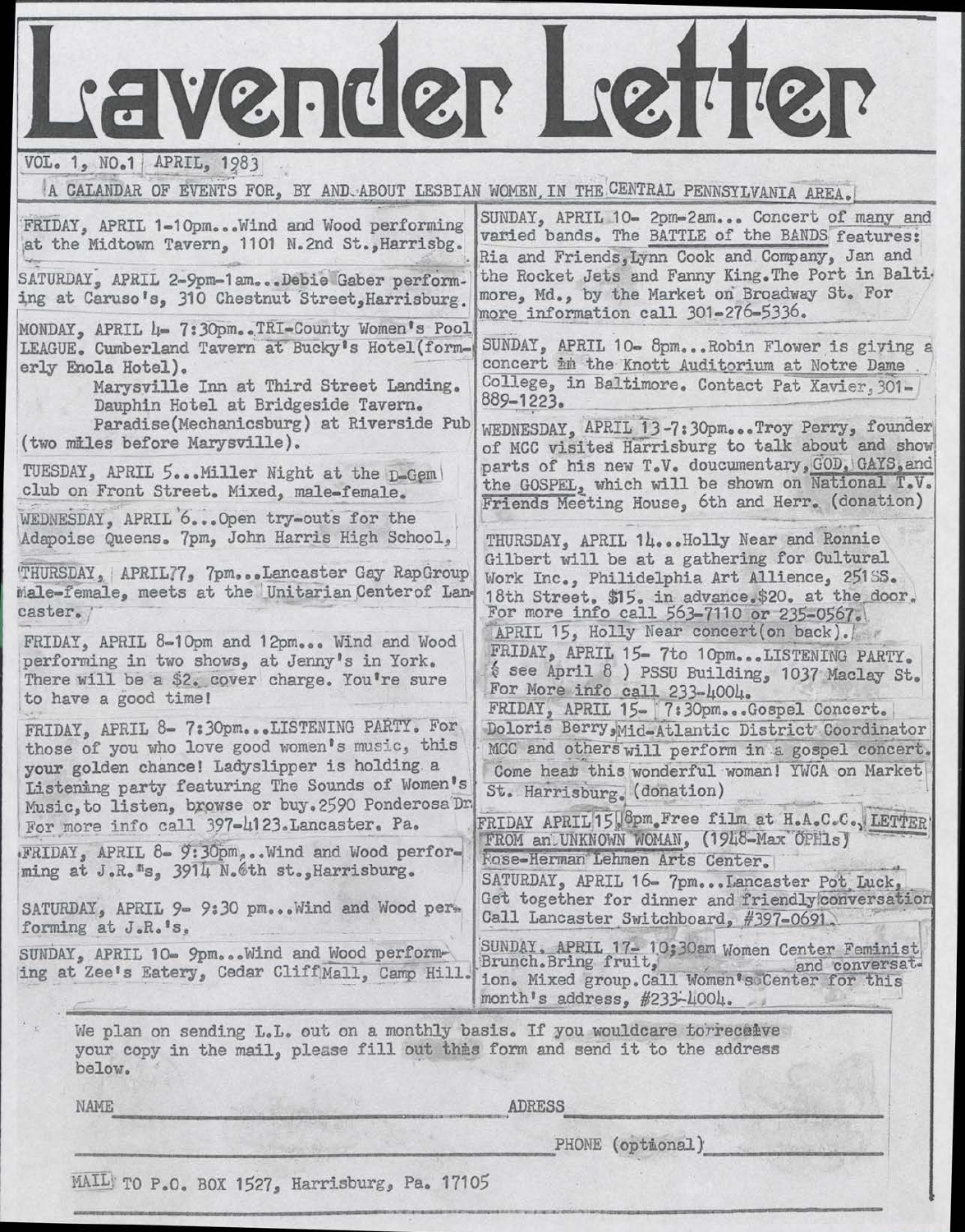# Lavender Letter

VOL. 1, NO.1 APRIL, 1983

A CALANDAR OF EVENTS FOR, BY AND ABOUT LESBIAN WOMEN, IN THE CENTRAL PENNSYLVANIA AREA.

FRIDAY, APRIL 1-10pm...Wind and Wood performing at the Midtown Tavern, 1101 N.2nd St.,Harrisbg.

SATURDAY, APRIL 2-9pm-1am...Debie Gaber performing at Caruso's, 310 Chestnut Street,Harrisburg.

MONDAY, APRIL 4- 7:30pm..TRI-County Women's Pool LEAGUE. Cumberland Tavern at Bucky's Hotel(formerly Enola Hotel).
Marysville Inn at Third Street Landing.
Dauphin Hotel at Bridgeside Tavern.
Paradise(Mechanicsburg) at Riverside Pub (two miles before Marysville).

TUESDAY, APRIL 5...Miller Night at the D-Gem club on Front Street. Mixed, male-female.

WEDNESDAY, APRIL 6...Open try-outs for the Adapoise Queens. 7pm, John Harris High School,

THURSDAY, APRIL77, 7pm...Lancaster Gay RapGroup male-female, meets at the Unitarian Centerof Lancaster.

FRIDAY, APRIL 8-10pm and 12pm... Wind and Wood performing in two shows, at Jenny's in York. There will be a $2. cover charge. You're sure to have a good time!

FRIDAY, APRIL 8- 7:30pm...LISTENING PARTY. For those of you who love good women's music, this your golden chance! Ladyslipper is holding a Listening party featuring The Sounds of Women's Music,to listen, browse or buy.2590 Ponderosa Dr. For more info call 397-4123.Lancaster. Pa.

FRIDAY, APRIL 8- 9:30pm...Wind and Wood performing at J.R.'s, 3914 N.6th st.,Harrisburg.

SATURDAY, APRIL 9- 9:30 pm...Wind and Wood performing at J.R.'s,

SUNDAY, APRIL 10- 9pm...Wind and Wood performing at Zee's Eatery, Cedar CliffMall, Camp Hill.

SUNDAY, APRIL 10- 2pm-2am... Concert of many and varied bands. The BATTLE of the BANDS features: Ria and Friends,Lynn Cook and Company, Jan and the Rocket Jets and Fanny King.The Port in Baltimore, Md., by the Market on Broadway St. For more information call 301-276-5336.

SUNDAY, APRIL 10- 8pm...Robin Flower is giving a concert in the Knott Auditorium at Notre Dame College, in Baltimore. Contact Pat Xavier,301-889-1223.

WEDNESDAY, APRIL 13-7:30pm...Troy Perry, founder of MCC visites Harrisburg to talk about and show parts of his new T.V. doucumentary,GOD, GAYS,and the GOSPEL, which will be shown on National T.V. Friends Meeting House, 6th and Herr. (donation)

THURSDAY, APRIL 14...Holly Near and Ronnie Gilbert will be at a gathering for Cultural Work Inc., Philidelphia Art Allience, 251SS. 18th Street. $15. in advance.$20. at the door. For more info call 563-7110 or 235-0567.

APRIL 15, Holly Near concert(on back).

FRIDAY, APRIL 15- 7to 10pm...LISTENING PARTY. ( see April 8 ) PSSU Building, 1037 Maclay St. For More info call 233-4004.

FRIDAY, APRIL 15- 7:30pm...Gospel Concert. Doloris Berry,Mid-Atlantic District Coordinator MCC and others will perform in a gospel concert. Come hear this wonderful woman! YWCA on Market St. Harrisburg. (donation)

FRIDAY APRIL 15 8pm.Free film at H.A.C.C., LETTER FROM an UNKNOWN WOMAN, (1948-Max OPHls) Rose-Herman Lehmen Arts Center.

SATURDAY, APRIL 16- 7pm...Lancaster Pot Luck, Get together for dinner and friendly conversation Call Lancaster Switchboard, #397-0691.

SUNDAY, APRIL 17- 10:30am Women Center Feminist Brunch.Bring fruit, and conversation. Mixed group.Call Women's Center for this month's address, #233-4004.

We plan on sending L.L. out on a monthly basis. If you wouldcare to receive your copy in the mail, please fill out this form and send it to the address below.

NAME ______________________ ADRESS ______________________

______________________ PHONE (optional) ______________________

MAIL TO P.O. BOX 1527, Harrisburg, Pa. 17105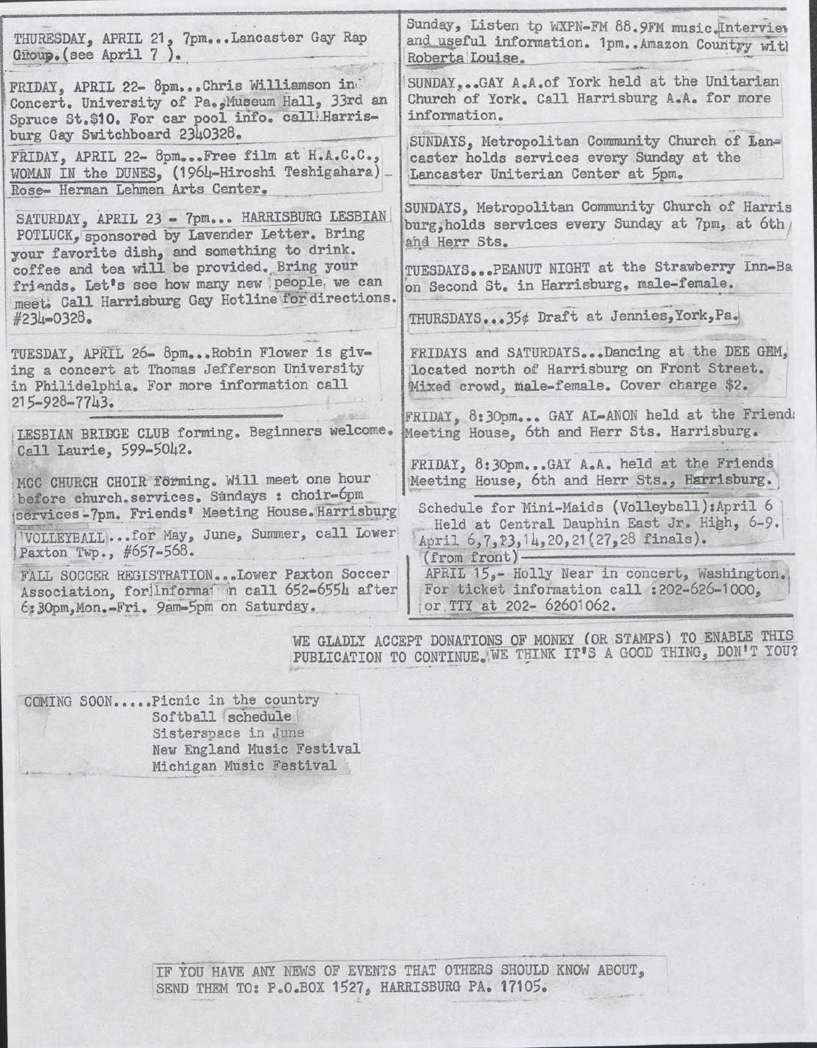THURESDAY, APRIL 21, 7pm...Lancaster Gay Rap Group.(see April 7 ).

FRIDAY, APRIL 22- 8pm...Chris Williamson in Concert. University of Pa.,Museum Hall, 33rd an Spruce St.$10. For car pool info. call Harrisburg Gay Switchboard 2340328.

FRIDAY, APRIL 22- 8pm...Free film at H.A.C.C., WOMAN IN the DUNES, (1964-Hiroshi Teshigahara) - Rose- Herman Lehmen Arts Center.

SATURDAY, APRIL 23 - 7pm... HARRISBURG LESBIAN POTLUCK, sponsored by Lavender Letter. Bring your favorite dish, and something to drink. coffee and tea will be provided. Bring your friends. Let's see how many new people we can meet. Call Harrisburg Gay Hotline for directions. #234-0328.

TUESDAY, APRIL 26- 8pm...Robin Flower is giving a concert at Thomas Jefferson University in Philidelphia. For more information call 215-928-7743.

LESBIAN BRIDGE CLUB forming. Beginners welcome. Call Laurie, 599-5042.

MCC CHURCH CHOIR forming. Will meet one hour before church.services. Sundays : choir-6pm services-7pm. Friends' Meeting House. Harrisburg

VOLLEYBALL...for May, June, Summer, call Lower Paxton Twp., #657-568.

FALL SOCCER REGISTRATION...Lower Paxton Soccer Association, for informa n call 652-6554 after 6:30pm,Mon.-Fri. 9am-5pm on Saturday.

Sunday, Listen tp WXPN-FM 88.9FM music. Interview and useful information. 1pm..Amazon Country with Roberta Louise.

SUNDAY...GAY A.A.of York held at the Unitarian Church of York. Call Harrisburg A.A. for more information.

SUNDAYS, Metropolitan Community Church of Lancaster holds services every Sunday at the Lancaster Uniterian Center at 5pm.

SUNDAYS, Metropolitan Community Church of Harrisburg,holds services every Sunday at 7pm, at 6th and Herr Sts.

TUESDAYS...PEANUT NIGHT at the Strawberry Inn-Ba on Second St. in Harrisburg. male-female.

THURSDAYS...35¢ Draft at Jennies,York,Pa.

FRIDAYS and SATURDAYS...Dancing at the DEE GEM, located north of Harrisburg on Front Street. Mixed crowd, male-female. Cover charge $2.

FRIDAY, 8:30pm... GAY AL-ANON held at the Friends Meeting House, 6th and Herr Sts. Harrisburg.

FRIDAY, 8:30pm...GAY A.A. held at the Friends Meeting House, 6th and Herr Sts., Harrisburg.

Schedule for Mini-Maids (Volleyball):April 6 Held at Central Dauphin East Jr. High, 6-9. April 6,7,13,14,20,21(27,28 finals).

(from front)

APRIL 15,- Holly Near in concert, Washington. For ticket information call :202-626-1000, or TTY at 202- 62601062.

WE GLADLY ACCEPT DONATIONS OF MONEY (OR STAMPS) TO ENABLE THIS PUBLICATION TO CONTINUE. WE THINK IT'S A GOOD THING, DON'T YOU?

COMING SOON.....Picnic in the country
Softball schedule
Sisterspace in June
New England Music Festival
Michigan Music Festival

IF YOU HAVE ANY NEWS OF EVENTS THAT OTHERS SHOULD KNOW ABOUT, SEND THEM TO: P.O.BOX 1527, HARRISBURG PA. 17105.